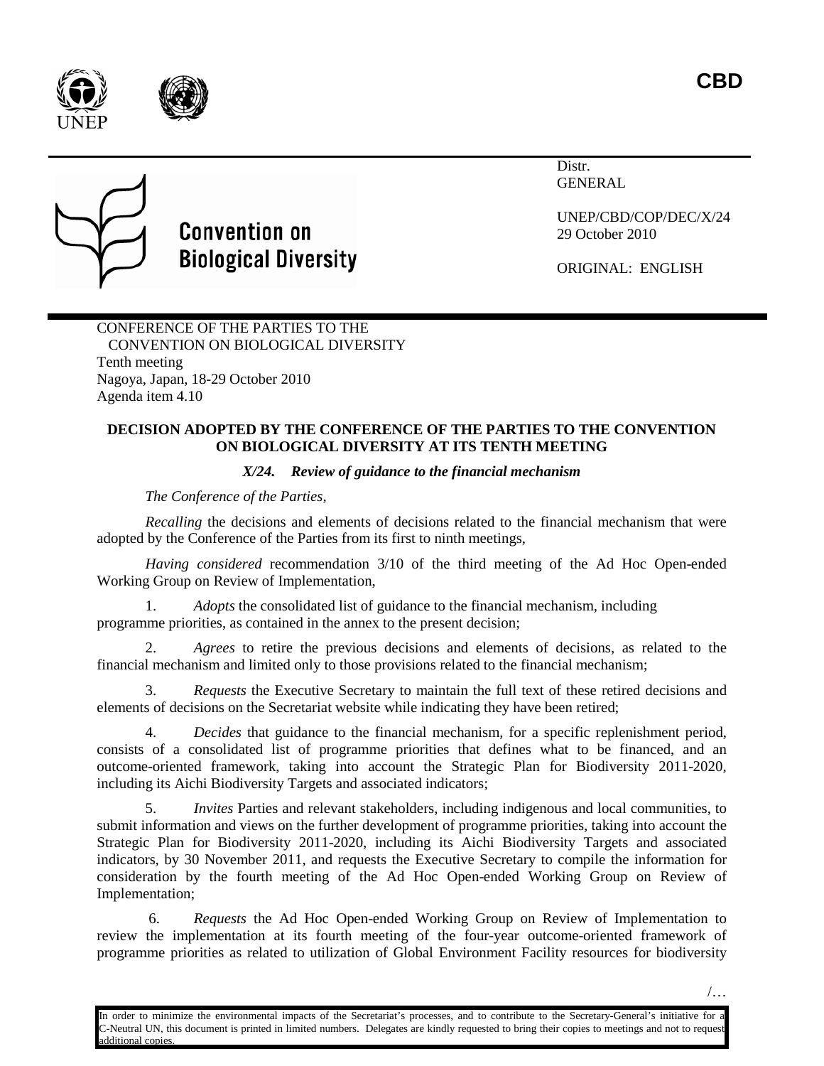CBD

UNEP

**Convention on Biological Diversity**

Distr.
GENERAL

UNEP/CBD/COP/DEC/X/24
29 October 2010

ORIGINAL: ENGLISH

CONFERENCE OF THE PARTIES TO THE CONVENTION ON BIOLOGICAL DIVERSITY
Tenth meeting
Nagoya, Japan, 18-29 October 2010
Agenda item 4.10

**DECISION ADOPTED BY THE CONFERENCE OF THE PARTIES TO THE CONVENTION ON BIOLOGICAL DIVERSITY AT ITS TENTH MEETING**

***X/24. Review of guidance to the financial mechanism***

*The Conference of the Parties*,

*Recalling* the decisions and elements of decisions related to the financial mechanism that were adopted by the Conference of the Parties from its first to ninth meetings,

*Having considered* recommendation 3/10 of the third meeting of the Ad Hoc Open-ended Working Group on Review of Implementation,

1. *Adopts* the consolidated list of guidance to the financial mechanism, including programme priorities, as contained in the annex to the present decision;

2. *Agrees* to retire the previous decisions and elements of decisions, as related to the financial mechanism and limited only to those provisions related to the financial mechanism;

3. *Requests* the Executive Secretary to maintain the full text of these retired decisions and elements of decisions on the Secretariat website while indicating they have been retired;

4. *Decides* that guidance to the financial mechanism, for a specific replenishment period, consists of a consolidated list of programme priorities that defines what to be financed, and an outcome-oriented framework, taking into account the Strategic Plan for Biodiversity 2011-2020, including its Aichi Biodiversity Targets and associated indicators;

5. *Invites* Parties and relevant stakeholders, including indigenous and local communities, to submit information and views on the further development of programme priorities, taking into account the Strategic Plan for Biodiversity 2011-2020, including its Aichi Biodiversity Targets and associated indicators, by 30 November 2011, and requests the Executive Secretary to compile the information for consideration by the fourth meeting of the Ad Hoc Open-ended Working Group on Review of Implementation;

6. *Requests* the Ad Hoc Open-ended Working Group on Review of Implementation to review the implementation at its fourth meeting of the four-year outcome-oriented framework of programme priorities as related to utilization of Global Environment Facility resources for biodiversity

In order to minimize the environmental impacts of the Secretariat's processes, and to contribute to the Secretary-General's initiative for a C-Neutral UN, this document is printed in limited numbers. Delegates are kindly requested to bring their copies to meetings and not to request additional copies.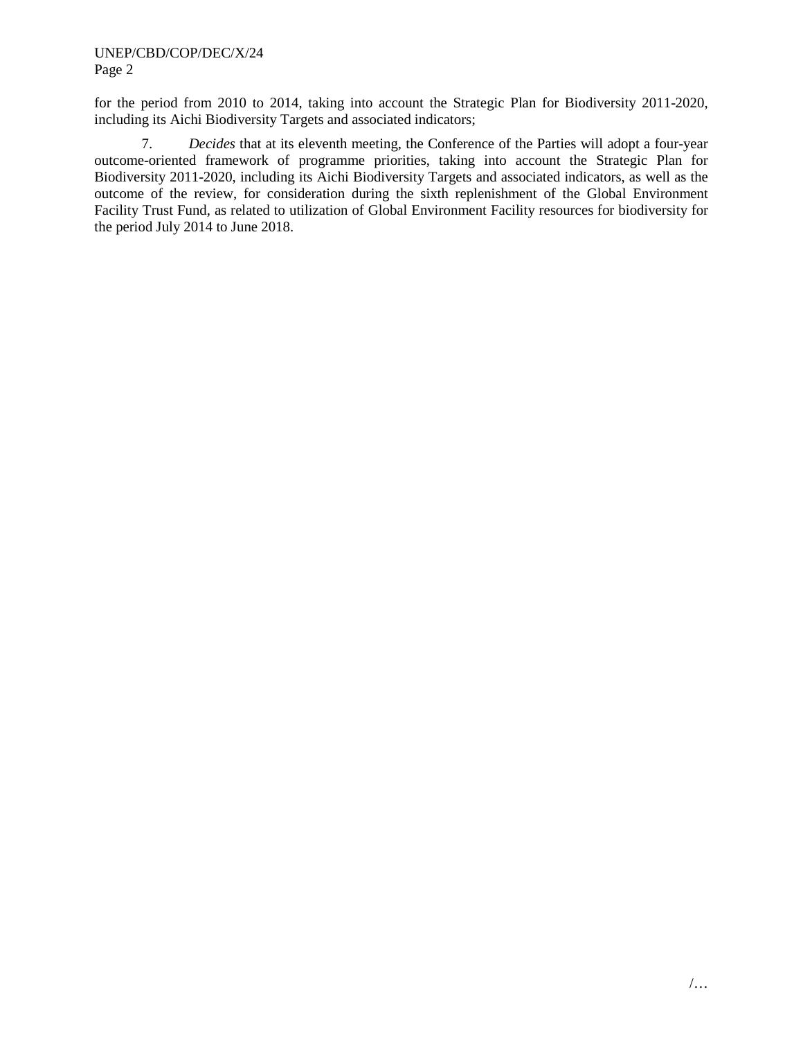for the period from 2010 to 2014, taking into account the Strategic Plan for Biodiversity 2011-2020, including its Aichi Biodiversity Targets and associated indicators;

7. *Decides* that at its eleventh meeting, the Conference of the Parties will adopt a four-year outcome-oriented framework of programme priorities, taking into account the Strategic Plan for Biodiversity 2011-2020, including its Aichi Biodiversity Targets and associated indicators, as well as the outcome of the review, for consideration during the sixth replenishment of the Global Environment Facility Trust Fund, as related to utilization of Global Environment Facility resources for biodiversity for the period July 2014 to June 2018.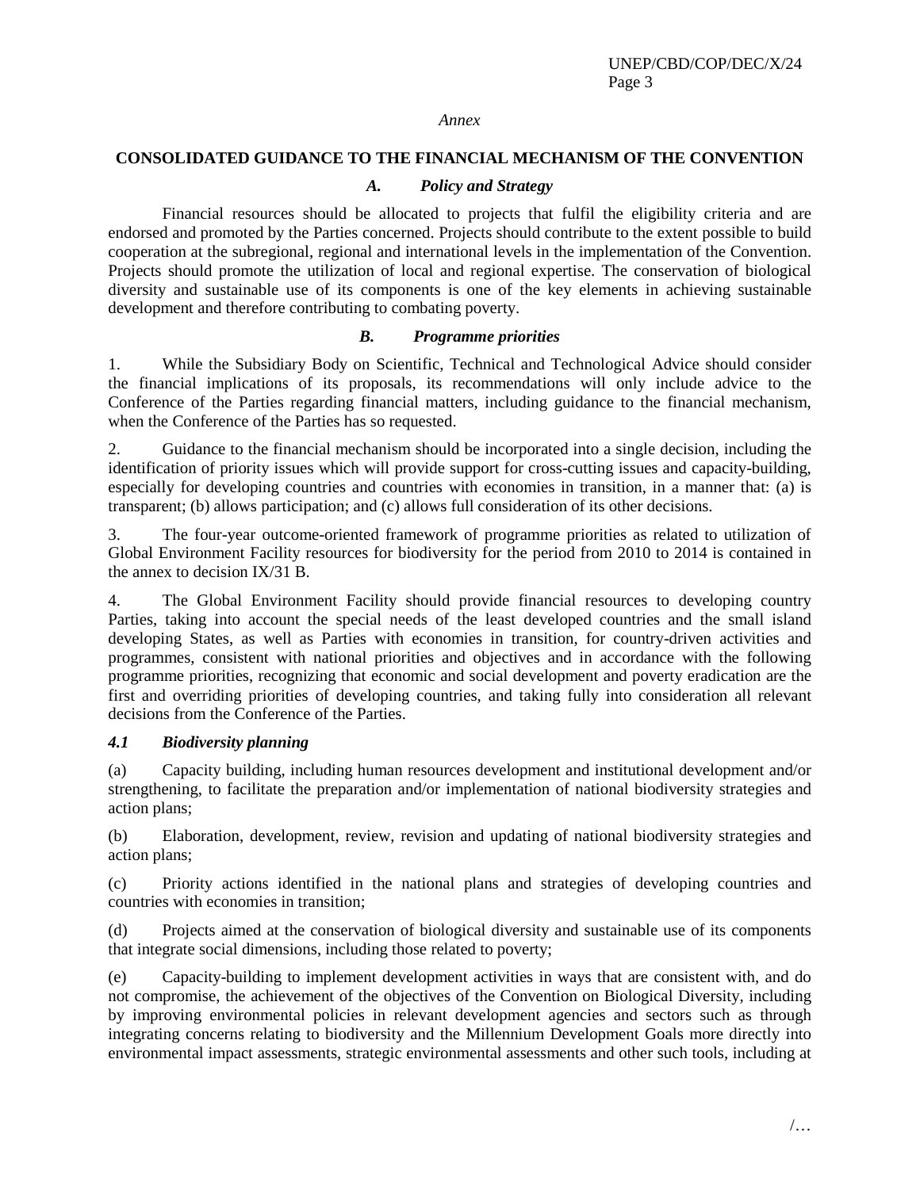*Annex*

## CONSOLIDATED GUIDANCE TO THE FINANCIAL MECHANISM OF THE CONVENTION

### *A. Policy and Strategy*

Financial resources should be allocated to projects that fulfil the eligibility criteria and are endorsed and promoted by the Parties concerned. Projects should contribute to the extent possible to build cooperation at the subregional, regional and international levels in the implementation of the Convention. Projects should promote the utilization of local and regional expertise. The conservation of biological diversity and sustainable use of its components is one of the key elements in achieving sustainable development and therefore contributing to combating poverty.

### *B. Programme priorities*

1. While the Subsidiary Body on Scientific, Technical and Technological Advice should consider the financial implications of its proposals, its recommendations will only include advice to the Conference of the Parties regarding financial matters, including guidance to the financial mechanism, when the Conference of the Parties has so requested.

2. Guidance to the financial mechanism should be incorporated into a single decision, including the identification of priority issues which will provide support for cross-cutting issues and capacity-building, especially for developing countries and countries with economies in transition, in a manner that: (a) is transparent; (b) allows participation; and (c) allows full consideration of its other decisions.

3. The four-year outcome-oriented framework of programme priorities as related to utilization of Global Environment Facility resources for biodiversity for the period from 2010 to 2014 is contained in the annex to decision IX/31 B.

4. The Global Environment Facility should provide financial resources to developing country Parties, taking into account the special needs of the least developed countries and the small island developing States, as well as Parties with economies in transition, for country-driven activities and programmes, consistent with national priorities and objectives and in accordance with the following programme priorities, recognizing that economic and social development and poverty eradication are the first and overriding priorities of developing countries, and taking fully into consideration all relevant decisions from the Conference of the Parties.

#### *4.1 Biodiversity planning*

(a) Capacity building, including human resources development and institutional development and/or strengthening, to facilitate the preparation and/or implementation of national biodiversity strategies and action plans;

(b) Elaboration, development, review, revision and updating of national biodiversity strategies and action plans;

(c) Priority actions identified in the national plans and strategies of developing countries and countries with economies in transition;

(d) Projects aimed at the conservation of biological diversity and sustainable use of its components that integrate social dimensions, including those related to poverty;

(e) Capacity-building to implement development activities in ways that are consistent with, and do not compromise, the achievement of the objectives of the Convention on Biological Diversity, including by improving environmental policies in relevant development agencies and sectors such as through integrating concerns relating to biodiversity and the Millennium Development Goals more directly into environmental impact assessments, strategic environmental assessments and other such tools, including at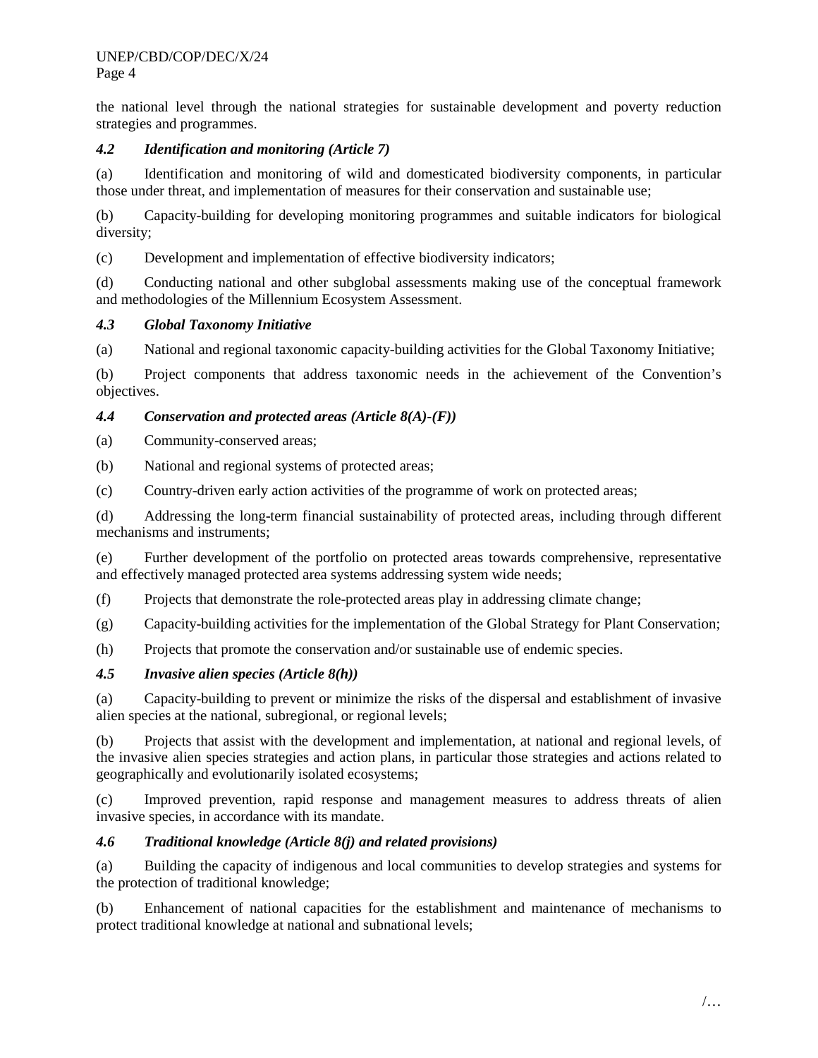the national level through the national strategies for sustainable development and poverty reduction strategies and programmes.

### *4.2 Identification and monitoring (Article 7)*

(a) Identification and monitoring of wild and domesticated biodiversity components, in particular those under threat, and implementation of measures for their conservation and sustainable use;

(b) Capacity-building for developing monitoring programmes and suitable indicators for biological diversity;

(c) Development and implementation of effective biodiversity indicators;

(d) Conducting national and other subglobal assessments making use of the conceptual framework and methodologies of the Millennium Ecosystem Assessment.

### *4.3 Global Taxonomy Initiative*

(a) National and regional taxonomic capacity-building activities for the Global Taxonomy Initiative;

(b) Project components that address taxonomic needs in the achievement of the Convention's objectives.

### *4.4 Conservation and protected areas (Article 8(A)-(F))*

(a) Community-conserved areas;

(b) National and regional systems of protected areas;

(c) Country-driven early action activities of the programme of work on protected areas;

(d) Addressing the long-term financial sustainability of protected areas, including through different mechanisms and instruments;

(e) Further development of the portfolio on protected areas towards comprehensive, representative and effectively managed protected area systems addressing system wide needs;

(f) Projects that demonstrate the role-protected areas play in addressing climate change;

(g) Capacity-building activities for the implementation of the Global Strategy for Plant Conservation;

(h) Projects that promote the conservation and/or sustainable use of endemic species.

### *4.5 Invasive alien species (Article 8(h))*

(a) Capacity-building to prevent or minimize the risks of the dispersal and establishment of invasive alien species at the national, subregional, or regional levels;

(b) Projects that assist with the development and implementation, at national and regional levels, of the invasive alien species strategies and action plans, in particular those strategies and actions related to geographically and evolutionarily isolated ecosystems;

(c) Improved prevention, rapid response and management measures to address threats of alien invasive species, in accordance with its mandate.

### *4.6 Traditional knowledge (Article 8(j) and related provisions)*

(a) Building the capacity of indigenous and local communities to develop strategies and systems for the protection of traditional knowledge;

(b) Enhancement of national capacities for the establishment and maintenance of mechanisms to protect traditional knowledge at national and subnational levels;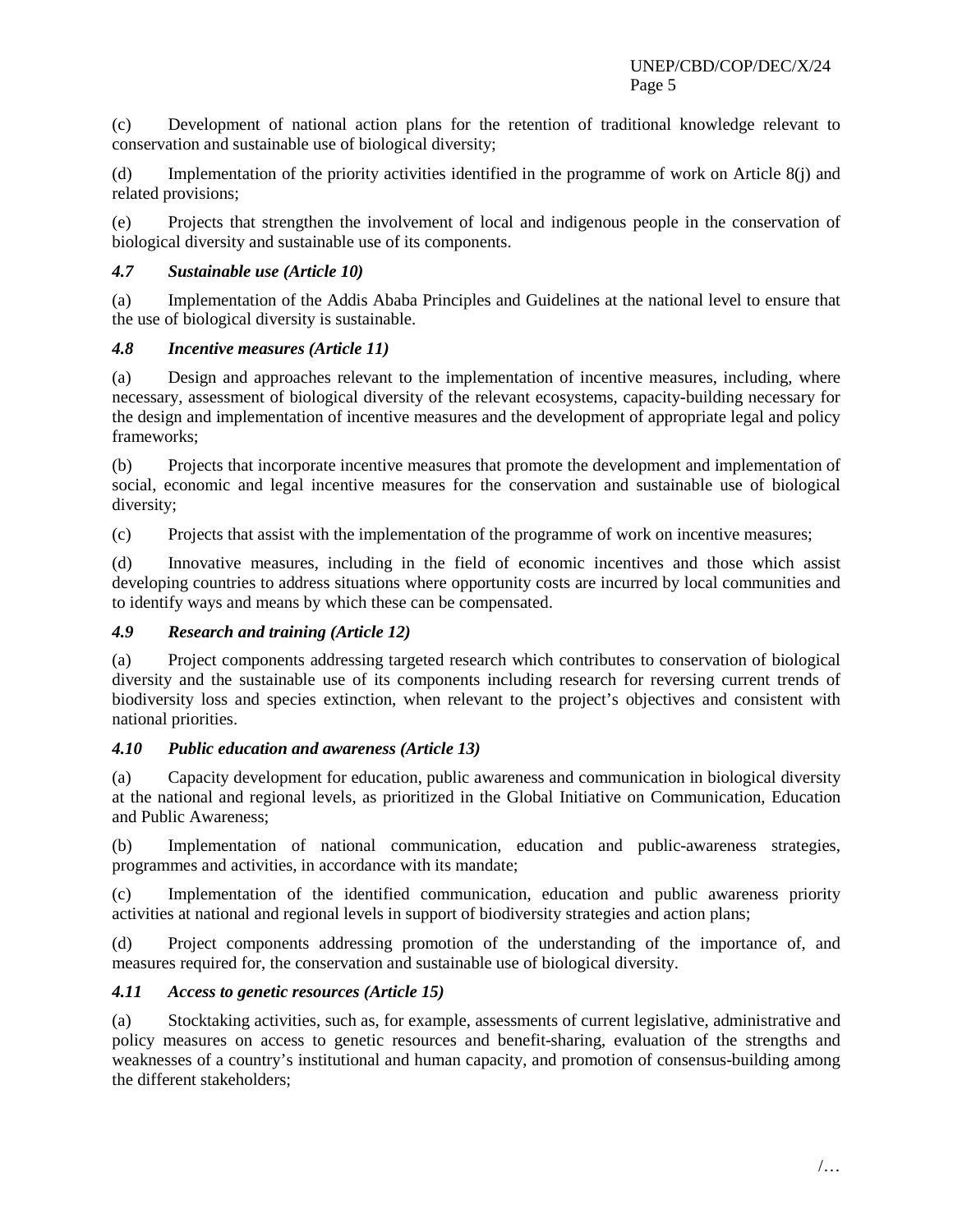(c) Development of national action plans for the retention of traditional knowledge relevant to conservation and sustainable use of biological diversity;

(d) Implementation of the priority activities identified in the programme of work on Article 8(j) and related provisions;

(e) Projects that strengthen the involvement of local and indigenous people in the conservation of biological diversity and sustainable use of its components.

### *4.7 Sustainable use (Article 10)*

(a) Implementation of the Addis Ababa Principles and Guidelines at the national level to ensure that the use of biological diversity is sustainable.

### *4.8 Incentive measures (Article 11)*

(a) Design and approaches relevant to the implementation of incentive measures, including, where necessary, assessment of biological diversity of the relevant ecosystems, capacity-building necessary for the design and implementation of incentive measures and the development of appropriate legal and policy frameworks;

(b) Projects that incorporate incentive measures that promote the development and implementation of social, economic and legal incentive measures for the conservation and sustainable use of biological diversity;

(c) Projects that assist with the implementation of the programme of work on incentive measures;

(d) Innovative measures, including in the field of economic incentives and those which assist developing countries to address situations where opportunity costs are incurred by local communities and to identify ways and means by which these can be compensated.

### *4.9 Research and training (Article 12)*

(a) Project components addressing targeted research which contributes to conservation of biological diversity and the sustainable use of its components including research for reversing current trends of biodiversity loss and species extinction, when relevant to the project's objectives and consistent with national priorities.

### *4.10 Public education and awareness (Article 13)*

(a) Capacity development for education, public awareness and communication in biological diversity at the national and regional levels, as prioritized in the Global Initiative on Communication, Education and Public Awareness;

(b) Implementation of national communication, education and public-awareness strategies, programmes and activities, in accordance with its mandate;

(c) Implementation of the identified communication, education and public awareness priority activities at national and regional levels in support of biodiversity strategies and action plans;

(d) Project components addressing promotion of the understanding of the importance of, and measures required for, the conservation and sustainable use of biological diversity.

### *4.11 Access to genetic resources (Article 15)*

(a) Stocktaking activities, such as, for example, assessments of current legislative, administrative and policy measures on access to genetic resources and benefit-sharing, evaluation of the strengths and weaknesses of a country's institutional and human capacity, and promotion of consensus-building among the different stakeholders;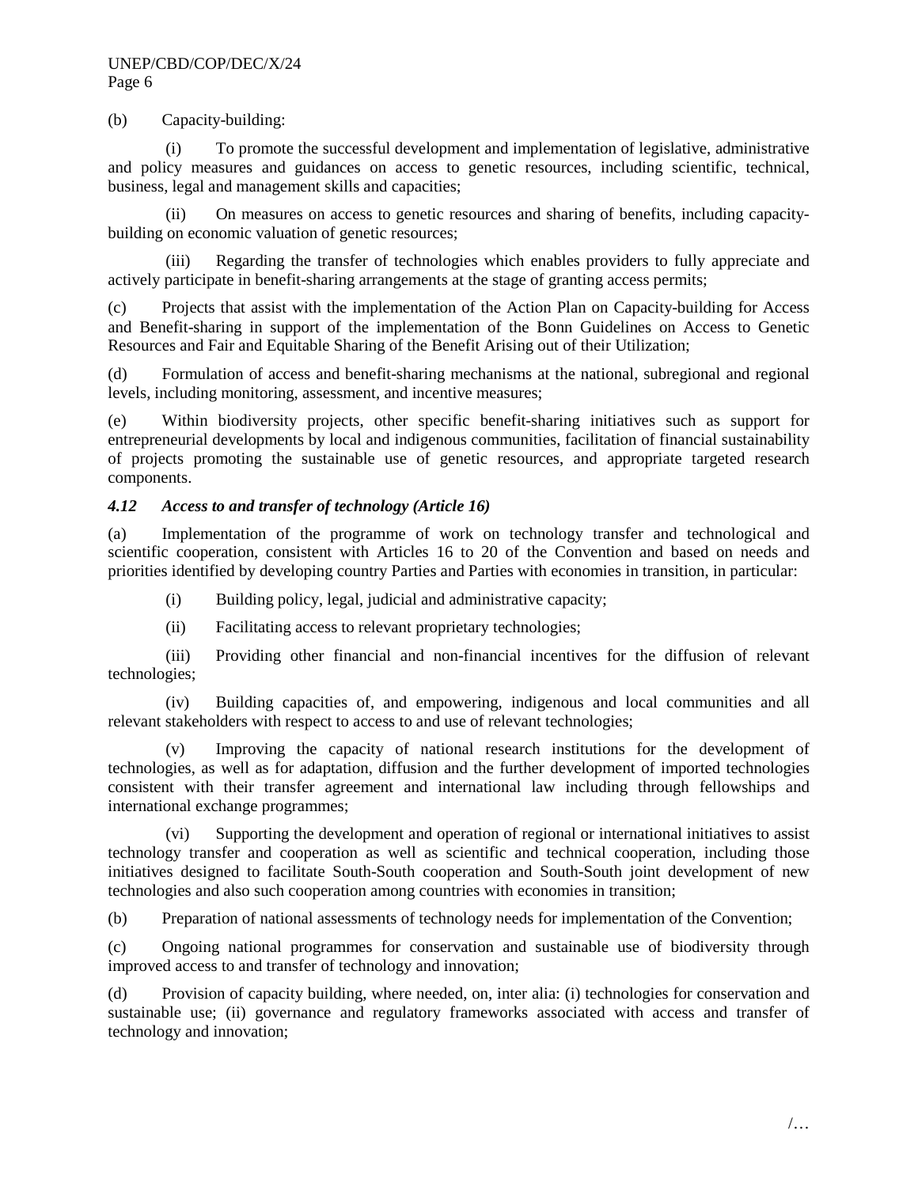(b) Capacity-building:

(i) To promote the successful development and implementation of legislative, administrative and policy measures and guidances on access to genetic resources, including scientific, technical, business, legal and management skills and capacities;

(ii) On measures on access to genetic resources and sharing of benefits, including capacity-building on economic valuation of genetic resources;

(iii) Regarding the transfer of technologies which enables providers to fully appreciate and actively participate in benefit-sharing arrangements at the stage of granting access permits;

(c) Projects that assist with the implementation of the Action Plan on Capacity-building for Access and Benefit-sharing in support of the implementation of the Bonn Guidelines on Access to Genetic Resources and Fair and Equitable Sharing of the Benefit Arising out of their Utilization;

(d) Formulation of access and benefit-sharing mechanisms at the national, subregional and regional levels, including monitoring, assessment, and incentive measures;

(e) Within biodiversity projects, other specific benefit-sharing initiatives such as support for entrepreneurial developments by local and indigenous communities, facilitation of financial sustainability of projects promoting the sustainable use of genetic resources, and appropriate targeted research components.

### *4.12 Access to and transfer of technology (Article 16)*

(a) Implementation of the programme of work on technology transfer and technological and scientific cooperation, consistent with Articles 16 to 20 of the Convention and based on needs and priorities identified by developing country Parties and Parties with economies in transition, in particular:

(i) Building policy, legal, judicial and administrative capacity;

(ii) Facilitating access to relevant proprietary technologies;

(iii) Providing other financial and non-financial incentives for the diffusion of relevant technologies;

(iv) Building capacities of, and empowering, indigenous and local communities and all relevant stakeholders with respect to access to and use of relevant technologies;

(v) Improving the capacity of national research institutions for the development of technologies, as well as for adaptation, diffusion and the further development of imported technologies consistent with their transfer agreement and international law including through fellowships and international exchange programmes;

(vi) Supporting the development and operation of regional or international initiatives to assist technology transfer and cooperation as well as scientific and technical cooperation, including those initiatives designed to facilitate South-South cooperation and South-South joint development of new technologies and also such cooperation among countries with economies in transition;

(b) Preparation of national assessments of technology needs for implementation of the Convention;

(c) Ongoing national programmes for conservation and sustainable use of biodiversity through improved access to and transfer of technology and innovation;

(d) Provision of capacity building, where needed, on, inter alia: (i) technologies for conservation and sustainable use; (ii) governance and regulatory frameworks associated with access and transfer of technology and innovation;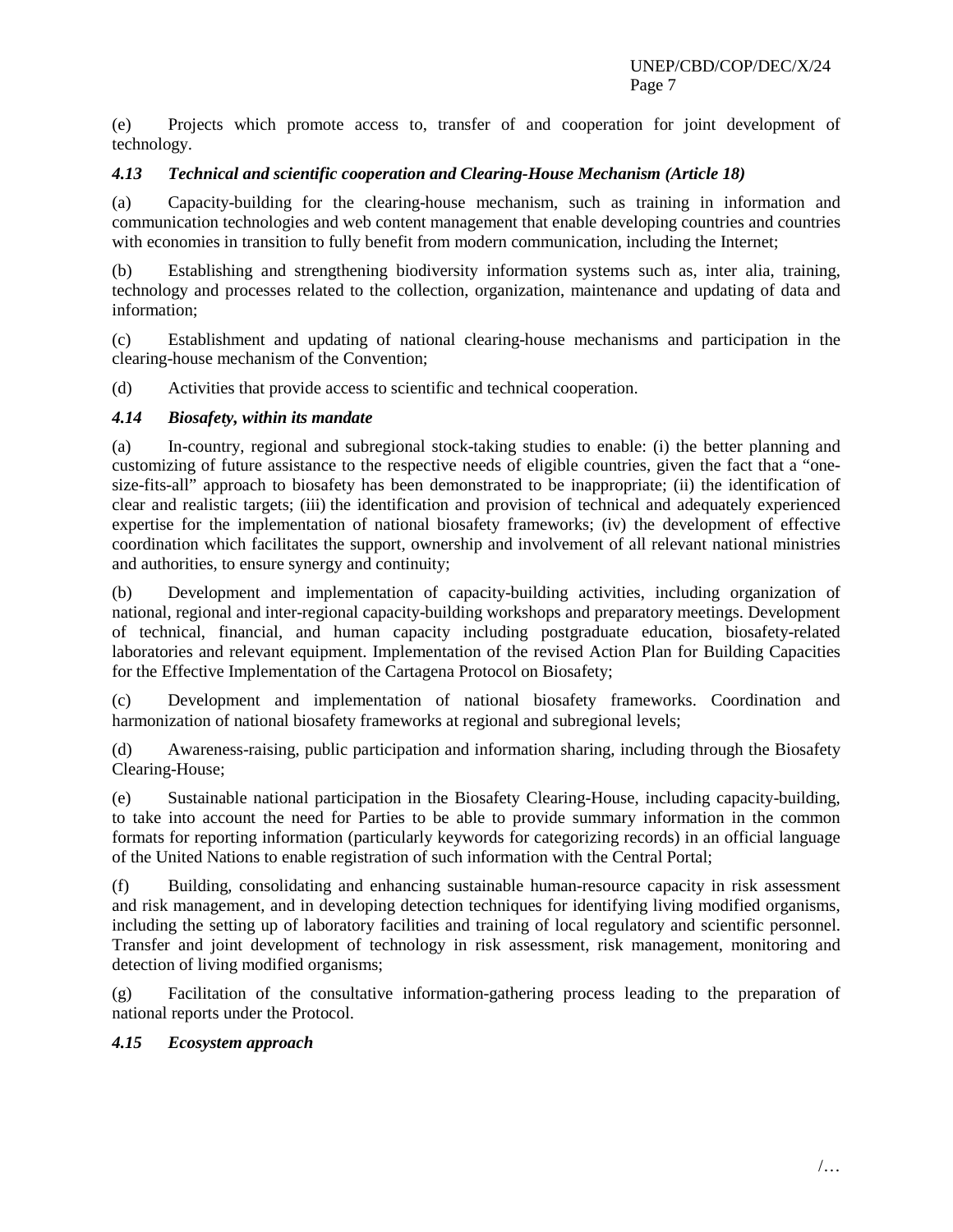(e) Projects which promote access to, transfer of and cooperation for joint development of technology.

### *4.13 Technical and scientific cooperation and Clearing-House Mechanism (Article 18)*

(a) Capacity-building for the clearing-house mechanism, such as training in information and communication technologies and web content management that enable developing countries and countries with economies in transition to fully benefit from modern communication, including the Internet;

(b) Establishing and strengthening biodiversity information systems such as, inter alia, training, technology and processes related to the collection, organization, maintenance and updating of data and information;

(c) Establishment and updating of national clearing-house mechanisms and participation in the clearing-house mechanism of the Convention;

(d) Activities that provide access to scientific and technical cooperation.

### *4.14 Biosafety, within its mandate*

(a) In-country, regional and subregional stock-taking studies to enable: (i) the better planning and customizing of future assistance to the respective needs of eligible countries, given the fact that a "one-size-fits-all" approach to biosafety has been demonstrated to be inappropriate; (ii) the identification of clear and realistic targets; (iii) the identification and provision of technical and adequately experienced expertise for the implementation of national biosafety frameworks; (iv) the development of effective coordination which facilitates the support, ownership and involvement of all relevant national ministries and authorities, to ensure synergy and continuity;

(b) Development and implementation of capacity-building activities, including organization of national, regional and inter-regional capacity-building workshops and preparatory meetings. Development of technical, financial, and human capacity including postgraduate education, biosafety-related laboratories and relevant equipment. Implementation of the revised Action Plan for Building Capacities for the Effective Implementation of the Cartagena Protocol on Biosafety;

(c) Development and implementation of national biosafety frameworks. Coordination and harmonization of national biosafety frameworks at regional and subregional levels;

(d) Awareness-raising, public participation and information sharing, including through the Biosafety Clearing-House;

(e) Sustainable national participation in the Biosafety Clearing-House, including capacity-building, to take into account the need for Parties to be able to provide summary information in the common formats for reporting information (particularly keywords for categorizing records) in an official language of the United Nations to enable registration of such information with the Central Portal;

(f) Building, consolidating and enhancing sustainable human-resource capacity in risk assessment and risk management, and in developing detection techniques for identifying living modified organisms, including the setting up of laboratory facilities and training of local regulatory and scientific personnel. Transfer and joint development of technology in risk assessment, risk management, monitoring and detection of living modified organisms;

(g) Facilitation of the consultative information-gathering process leading to the preparation of national reports under the Protocol.

### *4.15 Ecosystem approach*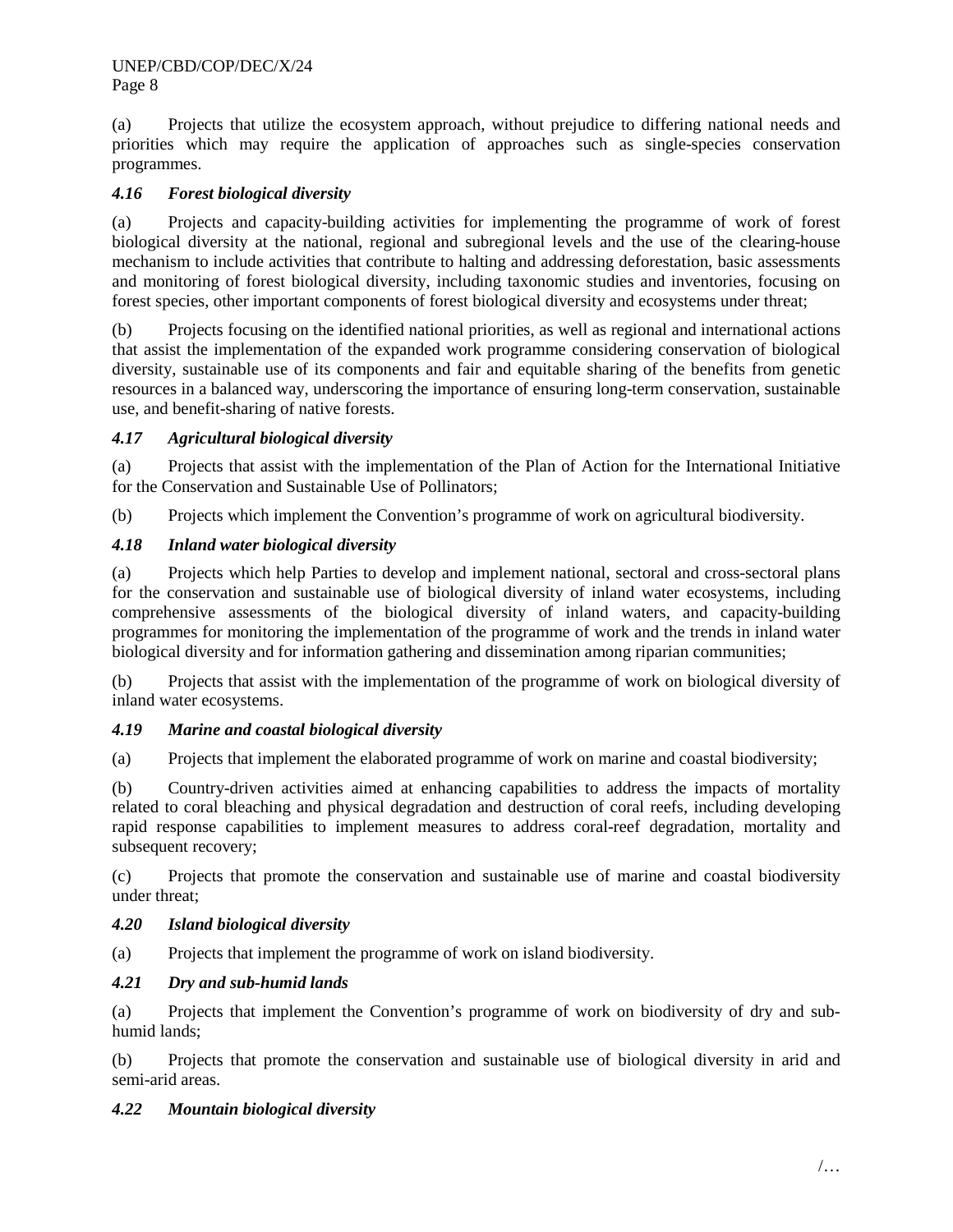(a) Projects that utilize the ecosystem approach, without prejudice to differing national needs and priorities which may require the application of approaches such as single-species conservation programmes.

### *4.16 Forest biological diversity*

(a) Projects and capacity-building activities for implementing the programme of work of forest biological diversity at the national, regional and subregional levels and the use of the clearing-house mechanism to include activities that contribute to halting and addressing deforestation, basic assessments and monitoring of forest biological diversity, including taxonomic studies and inventories, focusing on forest species, other important components of forest biological diversity and ecosystems under threat;

(b) Projects focusing on the identified national priorities, as well as regional and international actions that assist the implementation of the expanded work programme considering conservation of biological diversity, sustainable use of its components and fair and equitable sharing of the benefits from genetic resources in a balanced way, underscoring the importance of ensuring long-term conservation, sustainable use, and benefit-sharing of native forests.

### *4.17 Agricultural biological diversity*

(a) Projects that assist with the implementation of the Plan of Action for the International Initiative for the Conservation and Sustainable Use of Pollinators;

(b) Projects which implement the Convention's programme of work on agricultural biodiversity.

### *4.18 Inland water biological diversity*

(a) Projects which help Parties to develop and implement national, sectoral and cross-sectoral plans for the conservation and sustainable use of biological diversity of inland water ecosystems, including comprehensive assessments of the biological diversity of inland waters, and capacity-building programmes for monitoring the implementation of the programme of work and the trends in inland water biological diversity and for information gathering and dissemination among riparian communities;

(b) Projects that assist with the implementation of the programme of work on biological diversity of inland water ecosystems.

### *4.19 Marine and coastal biological diversity*

(a) Projects that implement the elaborated programme of work on marine and coastal biodiversity;

(b) Country-driven activities aimed at enhancing capabilities to address the impacts of mortality related to coral bleaching and physical degradation and destruction of coral reefs, including developing rapid response capabilities to implement measures to address coral-reef degradation, mortality and subsequent recovery;

(c) Projects that promote the conservation and sustainable use of marine and coastal biodiversity under threat;

### *4.20 Island biological diversity*

(a) Projects that implement the programme of work on island biodiversity.

### *4.21 Dry and sub-humid lands*

(a) Projects that implement the Convention's programme of work on biodiversity of dry and sub-humid lands;

(b) Projects that promote the conservation and sustainable use of biological diversity in arid and semi-arid areas.

### *4.22 Mountain biological diversity*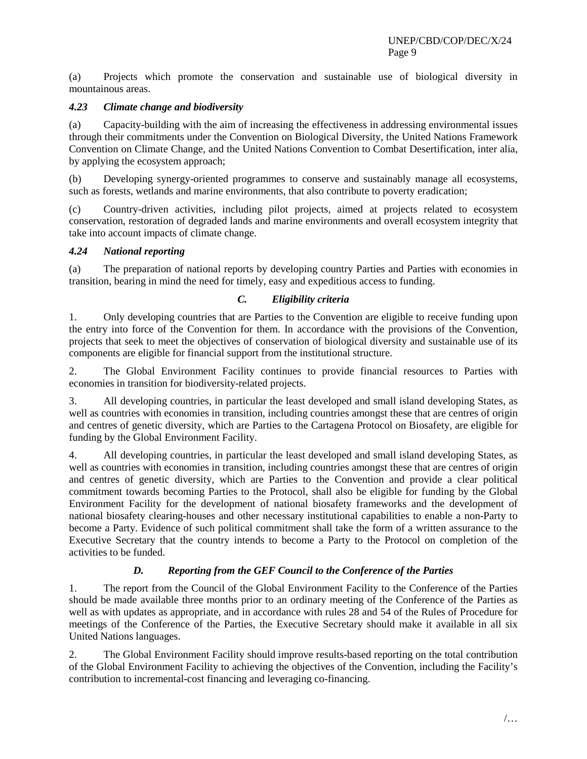(a) Projects which promote the conservation and sustainable use of biological diversity in mountainous areas.

### *4.23 Climate change and biodiversity*

(a) Capacity-building with the aim of increasing the effectiveness in addressing environmental issues through their commitments under the Convention on Biological Diversity, the United Nations Framework Convention on Climate Change, and the United Nations Convention to Combat Desertification, inter alia, by applying the ecosystem approach;

(b) Developing synergy-oriented programmes to conserve and sustainably manage all ecosystems, such as forests, wetlands and marine environments, that also contribute to poverty eradication;

(c) Country-driven activities, including pilot projects, aimed at projects related to ecosystem conservation, restoration of degraded lands and marine environments and overall ecosystem integrity that take into account impacts of climate change.

### *4.24 National reporting*

(a) The preparation of national reports by developing country Parties and Parties with economies in transition, bearing in mind the need for timely, easy and expeditious access to funding.

## *C. Eligibility criteria*

1. Only developing countries that are Parties to the Convention are eligible to receive funding upon the entry into force of the Convention for them. In accordance with the provisions of the Convention, projects that seek to meet the objectives of conservation of biological diversity and sustainable use of its components are eligible for financial support from the institutional structure.

2. The Global Environment Facility continues to provide financial resources to Parties with economies in transition for biodiversity-related projects.

3. All developing countries, in particular the least developed and small island developing States, as well as countries with economies in transition, including countries amongst these that are centres of origin and centres of genetic diversity, which are Parties to the Cartagena Protocol on Biosafety, are eligible for funding by the Global Environment Facility.

4. All developing countries, in particular the least developed and small island developing States, as well as countries with economies in transition, including countries amongst these that are centres of origin and centres of genetic diversity, which are Parties to the Convention and provide a clear political commitment towards becoming Parties to the Protocol, shall also be eligible for funding by the Global Environment Facility for the development of national biosafety frameworks and the development of national biosafety clearing-houses and other necessary institutional capabilities to enable a non-Party to become a Party. Evidence of such political commitment shall take the form of a written assurance to the Executive Secretary that the country intends to become a Party to the Protocol on completion of the activities to be funded.

## *D. Reporting from the GEF Council to the Conference of the Parties*

1. The report from the Council of the Global Environment Facility to the Conference of the Parties should be made available three months prior to an ordinary meeting of the Conference of the Parties as well as with updates as appropriate, and in accordance with rules 28 and 54 of the Rules of Procedure for meetings of the Conference of the Parties, the Executive Secretary should make it available in all six United Nations languages.

2. The Global Environment Facility should improve results-based reporting on the total contribution of the Global Environment Facility to achieving the objectives of the Convention, including the Facility's contribution to incremental-cost financing and leveraging co-financing.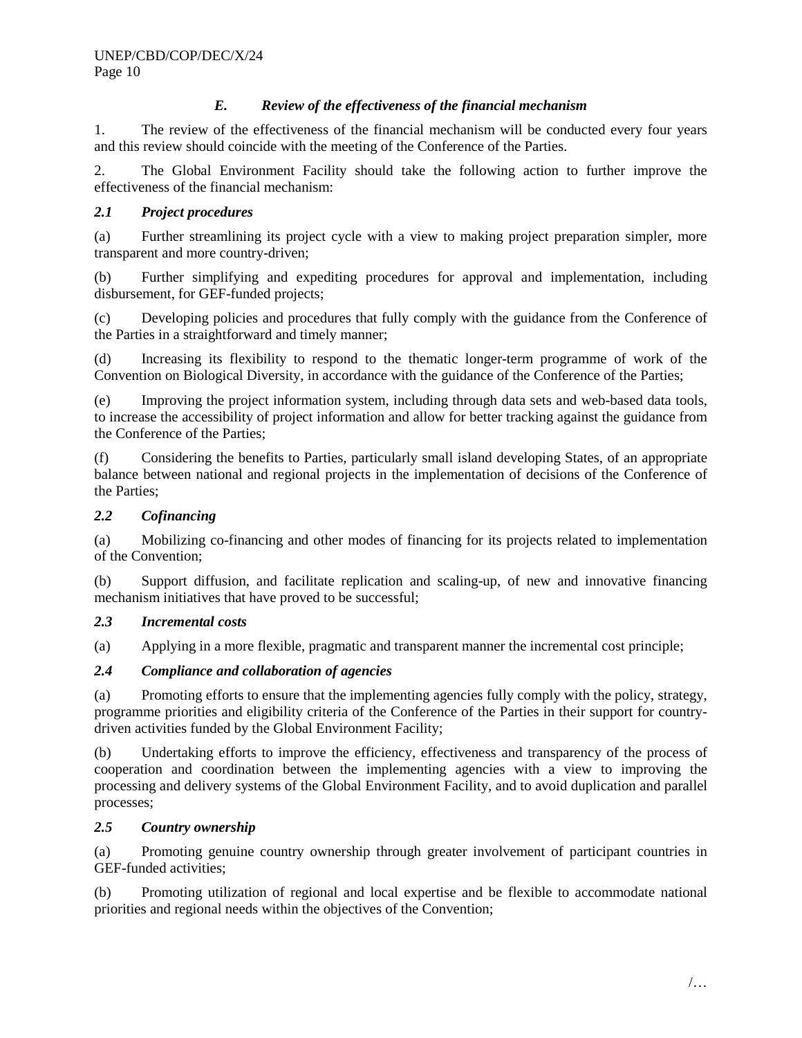### *E. Review of the effectiveness of the financial mechanism*

1. The review of the effectiveness of the financial mechanism will be conducted every four years and this review should coincide with the meeting of the Conference of the Parties.

2. The Global Environment Facility should take the following action to further improve the effectiveness of the financial mechanism:

#### *2.1 Project procedures*

(a) Further streamlining its project cycle with a view to making project preparation simpler, more transparent and more country-driven;

(b) Further simplifying and expediting procedures for approval and implementation, including disbursement, for GEF-funded projects;

(c) Developing policies and procedures that fully comply with the guidance from the Conference of the Parties in a straightforward and timely manner;

(d) Increasing its flexibility to respond to the thematic longer-term programme of work of the Convention on Biological Diversity, in accordance with the guidance of the Conference of the Parties;

(e) Improving the project information system, including through data sets and web-based data tools, to increase the accessibility of project information and allow for better tracking against the guidance from the Conference of the Parties;

(f) Considering the benefits to Parties, particularly small island developing States, of an appropriate balance between national and regional projects in the implementation of decisions of the Conference of the Parties;

#### *2.2 Cofinancing*

(a) Mobilizing co-financing and other modes of financing for its projects related to implementation of the Convention;

(b) Support diffusion, and facilitate replication and scaling-up, of new and innovative financing mechanism initiatives that have proved to be successful;

#### *2.3 Incremental costs*

(a) Applying in a more flexible, pragmatic and transparent manner the incremental cost principle;

#### *2.4 Compliance and collaboration of agencies*

(a) Promoting efforts to ensure that the implementing agencies fully comply with the policy, strategy, programme priorities and eligibility criteria of the Conference of the Parties in their support for country-driven activities funded by the Global Environment Facility;

(b) Undertaking efforts to improve the efficiency, effectiveness and transparency of the process of cooperation and coordination between the implementing agencies with a view to improving the processing and delivery systems of the Global Environment Facility, and to avoid duplication and parallel processes;

#### *2.5 Country ownership*

(a) Promoting genuine country ownership through greater involvement of participant countries in GEF-funded activities;

(b) Promoting utilization of regional and local expertise and be flexible to accommodate national priorities and regional needs within the objectives of the Convention;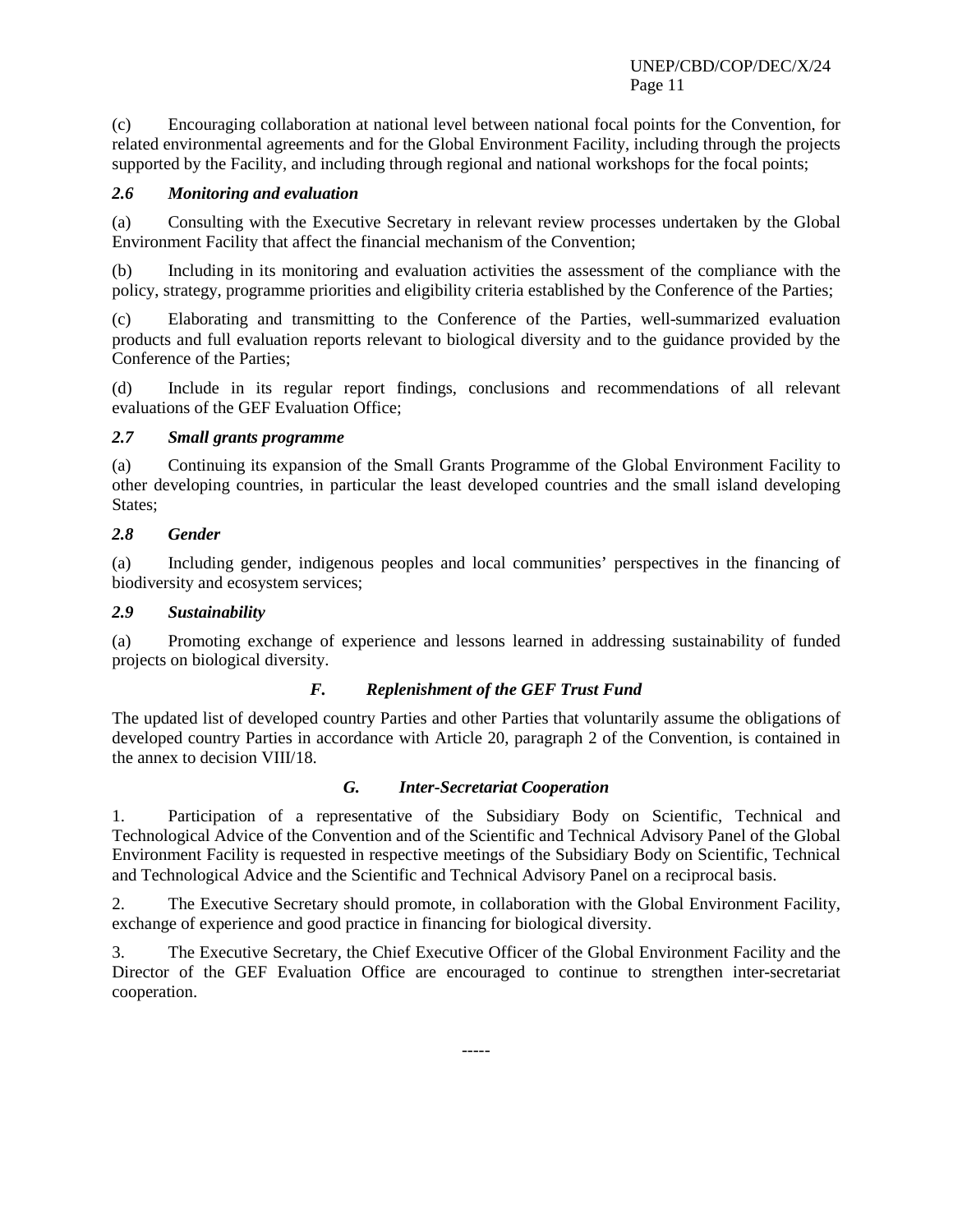(c) Encouraging collaboration at national level between national focal points for the Convention, for related environmental agreements and for the Global Environment Facility, including through the projects supported by the Facility, and including through regional and national workshops for the focal points;

### *2.6 Monitoring and evaluation*

(a) Consulting with the Executive Secretary in relevant review processes undertaken by the Global Environment Facility that affect the financial mechanism of the Convention;

(b) Including in its monitoring and evaluation activities the assessment of the compliance with the policy, strategy, programme priorities and eligibility criteria established by the Conference of the Parties;

(c) Elaborating and transmitting to the Conference of the Parties, well-summarized evaluation products and full evaluation reports relevant to biological diversity and to the guidance provided by the Conference of the Parties;

(d) Include in its regular report findings, conclusions and recommendations of all relevant evaluations of the GEF Evaluation Office;

### *2.7 Small grants programme*

(a) Continuing its expansion of the Small Grants Programme of the Global Environment Facility to other developing countries, in particular the least developed countries and the small island developing States;

### *2.8 Gender*

(a) Including gender, indigenous peoples and local communities' perspectives in the financing of biodiversity and ecosystem services;

### *2.9 Sustainability*

(a) Promoting exchange of experience and lessons learned in addressing sustainability of funded projects on biological diversity.

## *F. Replenishment of the GEF Trust Fund*

The updated list of developed country Parties and other Parties that voluntarily assume the obligations of developed country Parties in accordance with Article 20, paragraph 2 of the Convention, is contained in the annex to decision VIII/18.

## *G. Inter-Secretariat Cooperation*

1. Participation of a representative of the Subsidiary Body on Scientific, Technical and Technological Advice of the Convention and of the Scientific and Technical Advisory Panel of the Global Environment Facility is requested in respective meetings of the Subsidiary Body on Scientific, Technical and Technological Advice and the Scientific and Technical Advisory Panel on a reciprocal basis.

2. The Executive Secretary should promote, in collaboration with the Global Environment Facility, exchange of experience and good practice in financing for biological diversity.

3. The Executive Secretary, the Chief Executive Officer of the Global Environment Facility and the Director of the GEF Evaluation Office are encouraged to continue to strengthen inter-secretariat cooperation.

-----